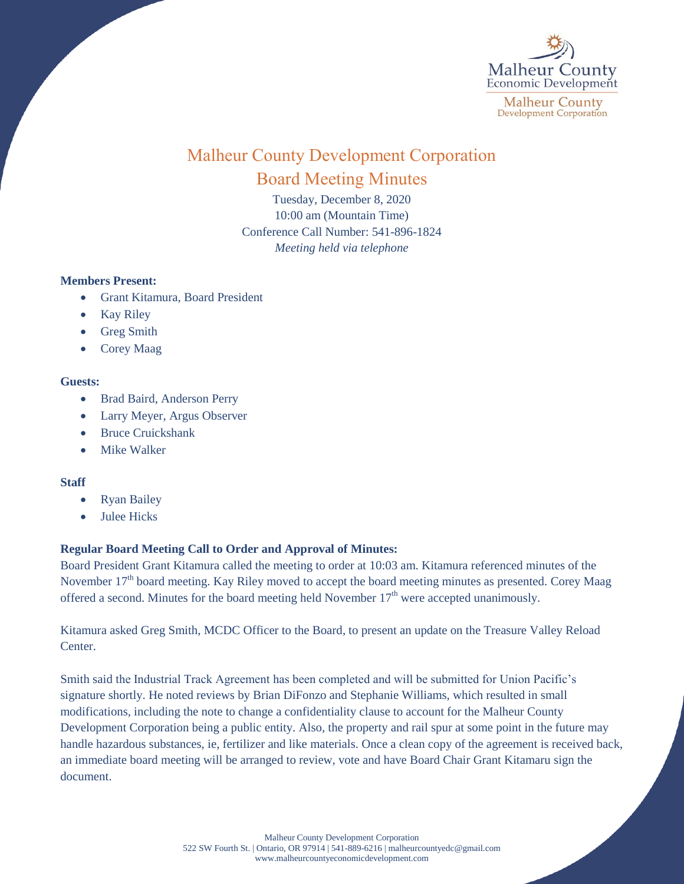# Malheur County Development Corporation

## Board Meeting Minutes

Tuesday, December 8, 2020
10:00 am (Mountain Time)
Conference Call Number: 541-896-1824
*Meeting held via telephone*

**Members Present:**

- Grant Kitamura, Board President
- Kay Riley
- Greg Smith
- Corey Maag

**Guests:**

- Brad Baird, Anderson Perry
- Larry Meyer, Argus Observer
- Bruce Cruickshank
- Mike Walker

**Staff**

- Ryan Bailey
- Julee Hicks

**Regular Board Meeting Call to Order and Approval of Minutes:**

Board President Grant Kitamura called the meeting to order at 10:03 am. Kitamura referenced minutes of the November 17th board meeting. Kay Riley moved to accept the board meeting minutes as presented. Corey Maag offered a second. Minutes for the board meeting held November 17th were accepted unanimously.

Kitamura asked Greg Smith, MCDC Officer to the Board, to present an update on the Treasure Valley Reload Center.

Smith said the Industrial Track Agreement has been completed and will be submitted for Union Pacific's signature shortly. He noted reviews by Brian DiFonzo and Stephanie Williams, which resulted in small modifications, including the note to change a confidentiality clause to account for the Malheur County Development Corporation being a public entity. Also, the property and rail spur at some point in the future may handle hazardous substances, ie, fertilizer and like materials. Once a clean copy of the agreement is received back, an immediate board meeting will be arranged to review, vote and have Board Chair Grant Kitamaru sign the document.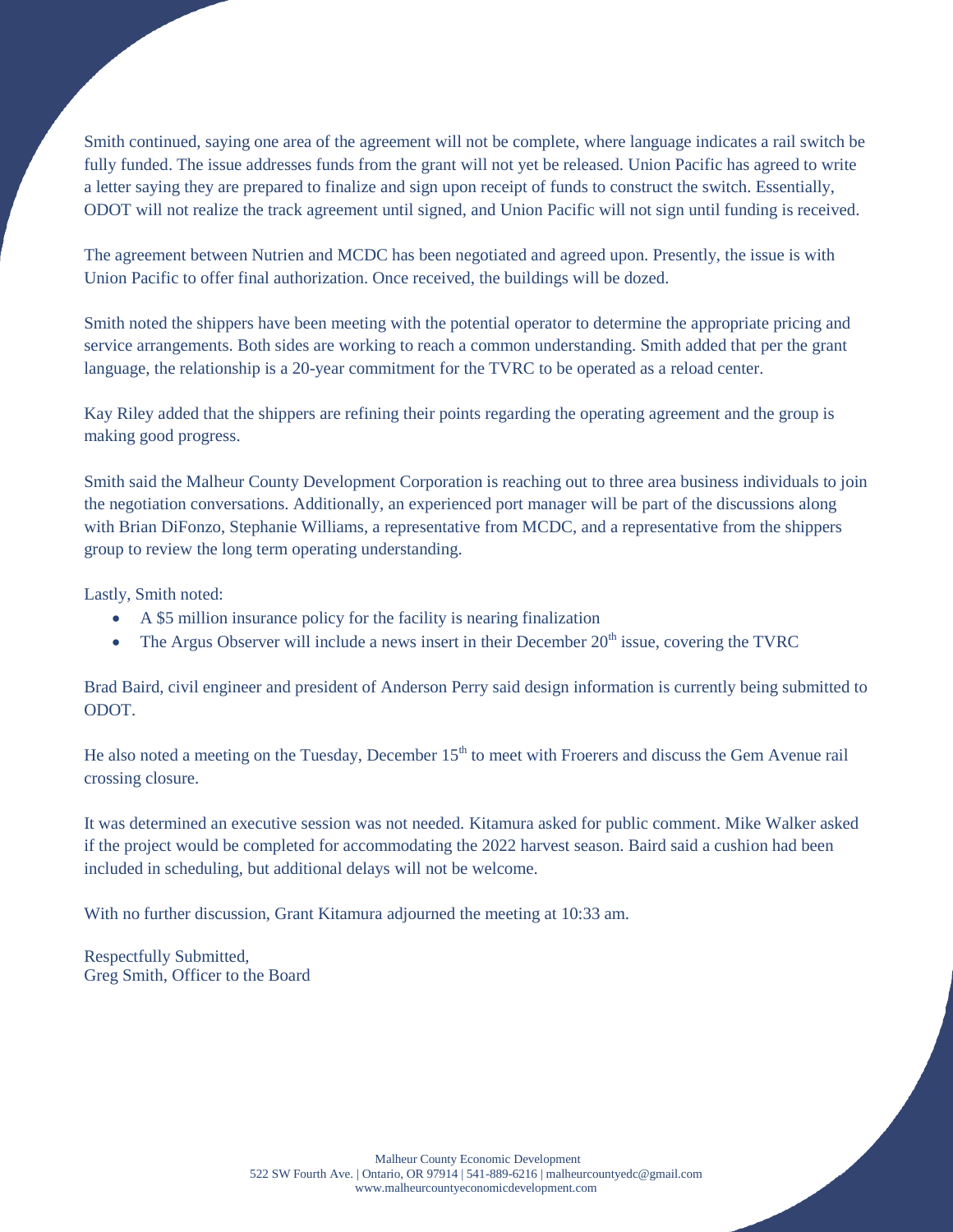Smith continued, saying one area of the agreement will not be complete, where language indicates a rail switch be fully funded. The issue addresses funds from the grant will not yet be released. Union Pacific has agreed to write a letter saying they are prepared to finalize and sign upon receipt of funds to construct the switch. Essentially, ODOT will not realize the track agreement until signed, and Union Pacific will not sign until funding is received.

The agreement between Nutrien and MCDC has been negotiated and agreed upon. Presently, the issue is with Union Pacific to offer final authorization. Once received, the buildings will be dozed.

Smith noted the shippers have been meeting with the potential operator to determine the appropriate pricing and service arrangements. Both sides are working to reach a common understanding. Smith added that per the grant language, the relationship is a 20-year commitment for the TVRC to be operated as a reload center.

Kay Riley added that the shippers are refining their points regarding the operating agreement and the group is making good progress.

Smith said the Malheur County Development Corporation is reaching out to three area business individuals to join the negotiation conversations. Additionally, an experienced port manager will be part of the discussions along with Brian DiFonzo, Stephanie Williams, a representative from MCDC, and a representative from the shippers group to review the long term operating understanding.

Lastly, Smith noted:

- A $5 million insurance policy for the facility is nearing finalization
- The Argus Observer will include a news insert in their December 20th issue, covering the TVRC

Brad Baird, civil engineer and president of Anderson Perry said design information is currently being submitted to ODOT.

He also noted a meeting on the Tuesday, December 15th to meet with Froerers and discuss the Gem Avenue rail crossing closure.

It was determined an executive session was not needed. Kitamura asked for public comment. Mike Walker asked if the project would be completed for accommodating the 2022 harvest season. Baird said a cushion had been included in scheduling, but additional delays will not be welcome.

With no further discussion, Grant Kitamura adjourned the meeting at 10:33 am.

Respectfully Submitted,
Greg Smith, Officer to the Board